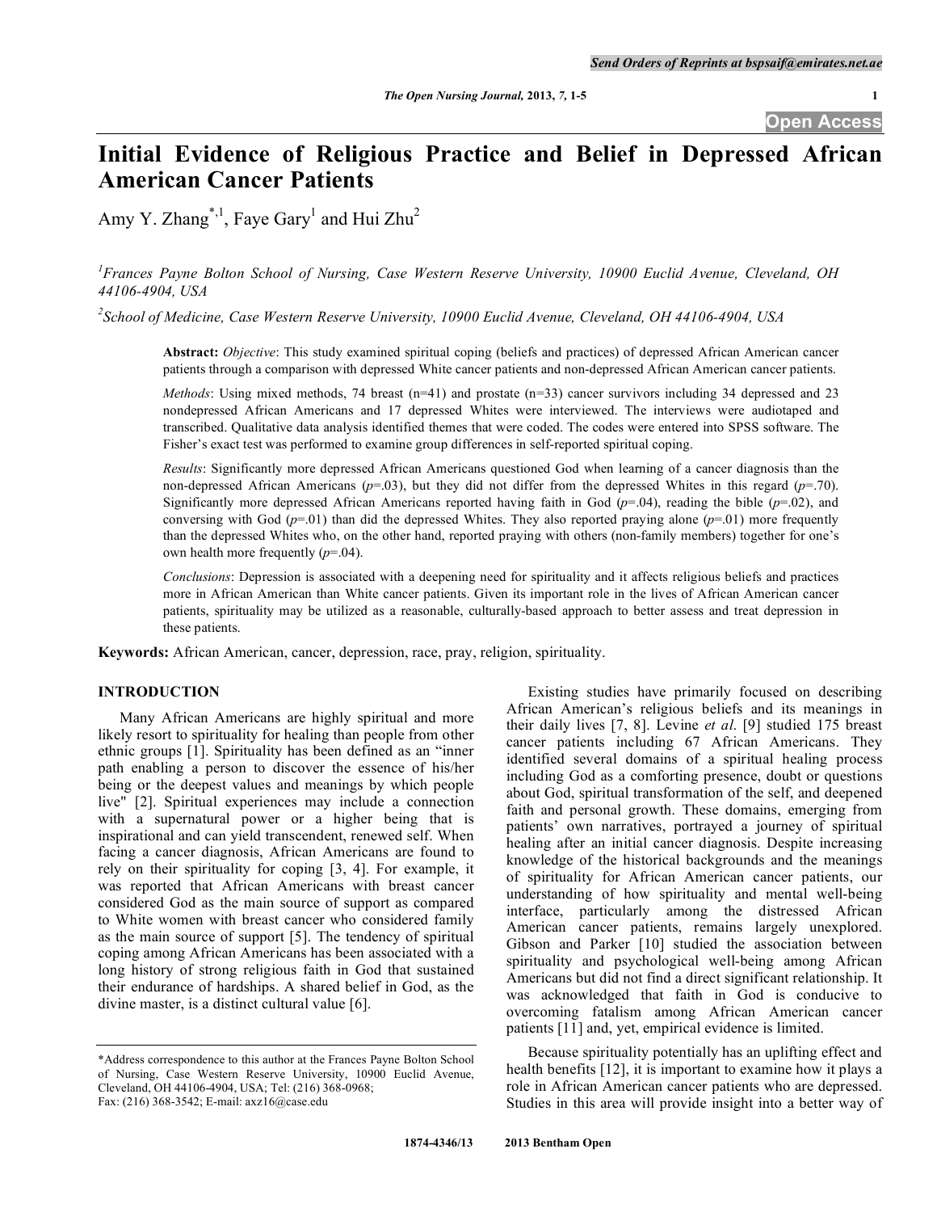# Initial Evidence of Religious Practice and Belief in Depressed African American Cancer Patients

Amy Y. Zhang[*,1], Faye Gary[1] and Hui Zhu[2]

[1]Frances Payne Bolton School of Nursing, Case Western Reserve University, 10900 Euclid Avenue, Cleveland, OH 44106-4904, USA

[2]School of Medicine, Case Western Reserve University, 10900 Euclid Avenue, Cleveland, OH 44106-4904, USA

**Abstract:** *Objective*: This study examined spiritual coping (beliefs and practices) of depressed African American cancer patients through a comparison with depressed White cancer patients and non-depressed African American cancer patients.

*Methods*: Using mixed methods, 74 breast (n=41) and prostate (n=33) cancer survivors including 34 depressed and 23 nondepressed African Americans and 17 depressed Whites were interviewed. The interviews were audiotaped and transcribed. Qualitative data analysis identified themes that were coded. The codes were entered into SPSS software. The Fisher's exact test was performed to examine group differences in self-reported spiritual coping.

*Results*: Significantly more depressed African Americans questioned God when learning of a cancer diagnosis than the non-depressed African Americans ($p$=.03), but they did not differ from the depressed Whites in this regard ($p$=.70). Significantly more depressed African Americans reported having faith in God ($p$=.04), reading the bible ($p$=.02), and conversing with God ($p$=.01) than did the depressed Whites. They also reported praying alone ($p$=.01) more frequently than the depressed Whites who, on the other hand, reported praying with others (non-family members) together for one's own health more frequently ($p$=.04).

*Conclusions*: Depression is associated with a deepening need for spirituality and it affects religious beliefs and practices more in African American than White cancer patients. Given its important role in the lives of African American cancer patients, spirituality may be utilized as a reasonable, culturally-based approach to better assess and treat depression in these patients.

**Keywords:** African American, cancer, depression, race, pray, religion, spirituality.

## INTRODUCTION

Many African Americans are highly spiritual and more likely resort to spirituality for healing than people from other ethnic groups [1]. Spirituality has been defined as an "inner path enabling a person to discover the essence of his/her being or the deepest values and meanings by which people live" [2]. Spiritual experiences may include a connection with a supernatural power or a higher being that is inspirational and can yield transcendent, renewed self. When facing a cancer diagnosis, African Americans are found to rely on their spirituality for coping [3, 4]. For example, it was reported that African Americans with breast cancer considered God as the main source of support as compared to White women with breast cancer who considered family as the main source of support [5]. The tendency of spiritual coping among African Americans has been associated with a long history of strong religious faith in God that sustained their endurance of hardships. A shared belief in God, as the divine master, is a distinct cultural value [6].

Existing studies have primarily focused on describing African American's religious beliefs and its meanings in their daily lives [7, 8]. Levine *et al*. [9] studied 175 breast cancer patients including 67 African Americans. They identified several domains of a spiritual healing process including God as a comforting presence, doubt or questions about God, spiritual transformation of the self, and deepened faith and personal growth. These domains, emerging from patients' own narratives, portrayed a journey of spiritual healing after an initial cancer diagnosis. Despite increasing knowledge of the historical backgrounds and the meanings of spirituality for African American cancer patients, our understanding of how spirituality and mental well-being interface, particularly among the distressed African American cancer patients, remains largely unexplored. Gibson and Parker [10] studied the association between spirituality and psychological well-being among African Americans but did not find a direct significant relationship. It was acknowledged that faith in God is conducive to overcoming fatalism among African American cancer patients [11] and, yet, empirical evidence is limited.

Because spirituality potentially has an uplifting effect and health benefits [12], it is important to examine how it plays a role in African American cancer patients who are depressed. Studies in this area will provide insight into a better way of

*Address correspondence to this author at the Frances Payne Bolton School of Nursing, Case Western Reserve University, 10900 Euclid Avenue, Cleveland, OH 44106-4904, USA; Tel: (216) 368-0968; Fax: (216) 368-3542; E-mail: axz16@case.edu

1874-4346/13 2013 Bentham Open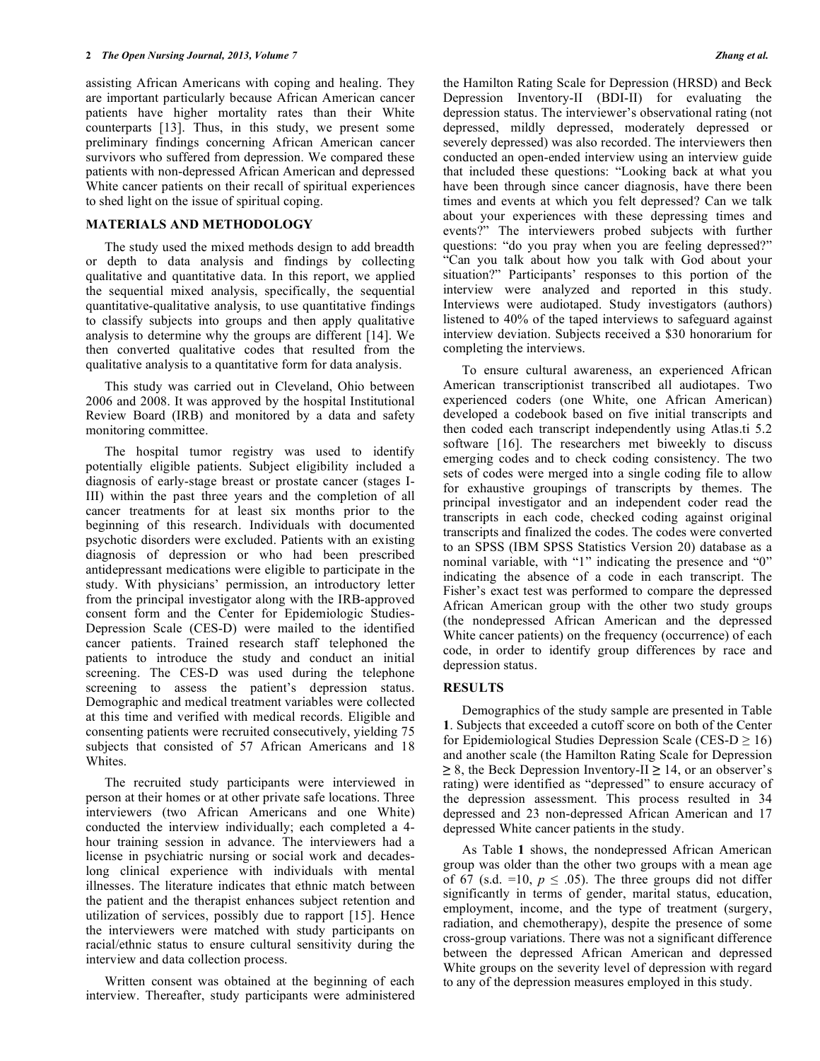assisting African Americans with coping and healing. They are important particularly because African American cancer patients have higher mortality rates than their White counterparts [13]. Thus, in this study, we present some preliminary findings concerning African American cancer survivors who suffered from depression. We compared these patients with non-depressed African American and depressed White cancer patients on their recall of spiritual experiences to shed light on the issue of spiritual coping.

## MATERIALS AND METHODOLOGY

The study used the mixed methods design to add breadth or depth to data analysis and findings by collecting qualitative and quantitative data. In this report, we applied the sequential mixed analysis, specifically, the sequential quantitative-qualitative analysis, to use quantitative findings to classify subjects into groups and then apply qualitative analysis to determine why the groups are different [14]. We then converted qualitative codes that resulted from the qualitative analysis to a quantitative form for data analysis.

This study was carried out in Cleveland, Ohio between 2006 and 2008. It was approved by the hospital Institutional Review Board (IRB) and monitored by a data and safety monitoring committee.

The hospital tumor registry was used to identify potentially eligible patients. Subject eligibility included a diagnosis of early-stage breast or prostate cancer (stages I-III) within the past three years and the completion of all cancer treatments for at least six months prior to the beginning of this research. Individuals with documented psychotic disorders were excluded. Patients with an existing diagnosis of depression or who had been prescribed antidepressant medications were eligible to participate in the study. With physicians' permission, an introductory letter from the principal investigator along with the IRB-approved consent form and the Center for Epidemiologic Studies-Depression Scale (CES-D) were mailed to the identified cancer patients. Trained research staff telephoned the patients to introduce the study and conduct an initial screening. The CES-D was used during the telephone screening to assess the patient's depression status. Demographic and medical treatment variables were collected at this time and verified with medical records. Eligible and consenting patients were recruited consecutively, yielding 75 subjects that consisted of 57 African Americans and 18 Whites.

The recruited study participants were interviewed in person at their homes or at other private safe locations. Three interviewers (two African Americans and one White) conducted the interview individually; each completed a 4-hour training session in advance. The interviewers had a license in psychiatric nursing or social work and decades-long clinical experience with individuals with mental illnesses. The literature indicates that ethnic match between the patient and the therapist enhances subject retention and utilization of services, possibly due to rapport [15]. Hence the interviewers were matched with study participants on racial/ethnic status to ensure cultural sensitivity during the interview and data collection process.

Written consent was obtained at the beginning of each interview. Thereafter, study participants were administered the Hamilton Rating Scale for Depression (HRSD) and Beck Depression Inventory-II (BDI-II) for evaluating the depression status. The interviewer's observational rating (not depressed, mildly depressed, moderately depressed or severely depressed) was also recorded. The interviewers then conducted an open-ended interview using an interview guide that included these questions: "Looking back at what you have been through since cancer diagnosis, have there been times and events at which you felt depressed? Can we talk about your experiences with these depressing times and events?" The interviewers probed subjects with further questions: "do you pray when you are feeling depressed?" "Can you talk about how you talk with God about your situation?" Participants' responses to this portion of the interview were analyzed and reported in this study. Interviews were audiotaped. Study investigators (authors) listened to 40% of the taped interviews to safeguard against interview deviation. Subjects received a $30 honorarium for completing the interviews.

To ensure cultural awareness, an experienced African American transcriptionist transcribed all audiotapes. Two experienced coders (one White, one African American) developed a codebook based on five initial transcripts and then coded each transcript independently using Atlas.ti 5.2 software [16]. The researchers met biweekly to discuss emerging codes and to check coding consistency. The two sets of codes were merged into a single coding file to allow for exhaustive groupings of transcripts by themes. The principal investigator and an independent coder read the transcripts in each code, checked coding against original transcripts and finalized the codes. The codes were converted to an SPSS (IBM SPSS Statistics Version 20) database as a nominal variable, with "1" indicating the presence and "0" indicating the absence of a code in each transcript. The Fisher's exact test was performed to compare the depressed African American group with the other two study groups (the nondepressed African American and the depressed White cancer patients) on the frequency (occurrence) of each code, in order to identify group differences by race and depression status.

## RESULTS

Demographics of the study sample are presented in Table **1**. Subjects that exceeded a cutoff score on both of the Center for Epidemiological Studies Depression Scale (CES-D $\geq 16$) and another scale (the Hamilton Rating Scale for Depression $\geq 8$, the Beck Depression Inventory-II $\geq 14$, or an observer's rating) were identified as "depressed" to ensure accuracy of the depression assessment. This process resulted in 34 depressed and 23 non-depressed African American and 17 depressed White cancer patients in the study.

As Table **1** shows, the nondepressed African American group was older than the other two groups with a mean age of 67 (s.d. =10, $p \leq .05$). The three groups did not differ significantly in terms of gender, marital status, education, employment, income, and the type of treatment (surgery, radiation, and chemotherapy), despite the presence of some cross-group variations. There was not a significant difference between the depressed African American and depressed White groups on the severity level of depression with regard to any of the depression measures employed in this study.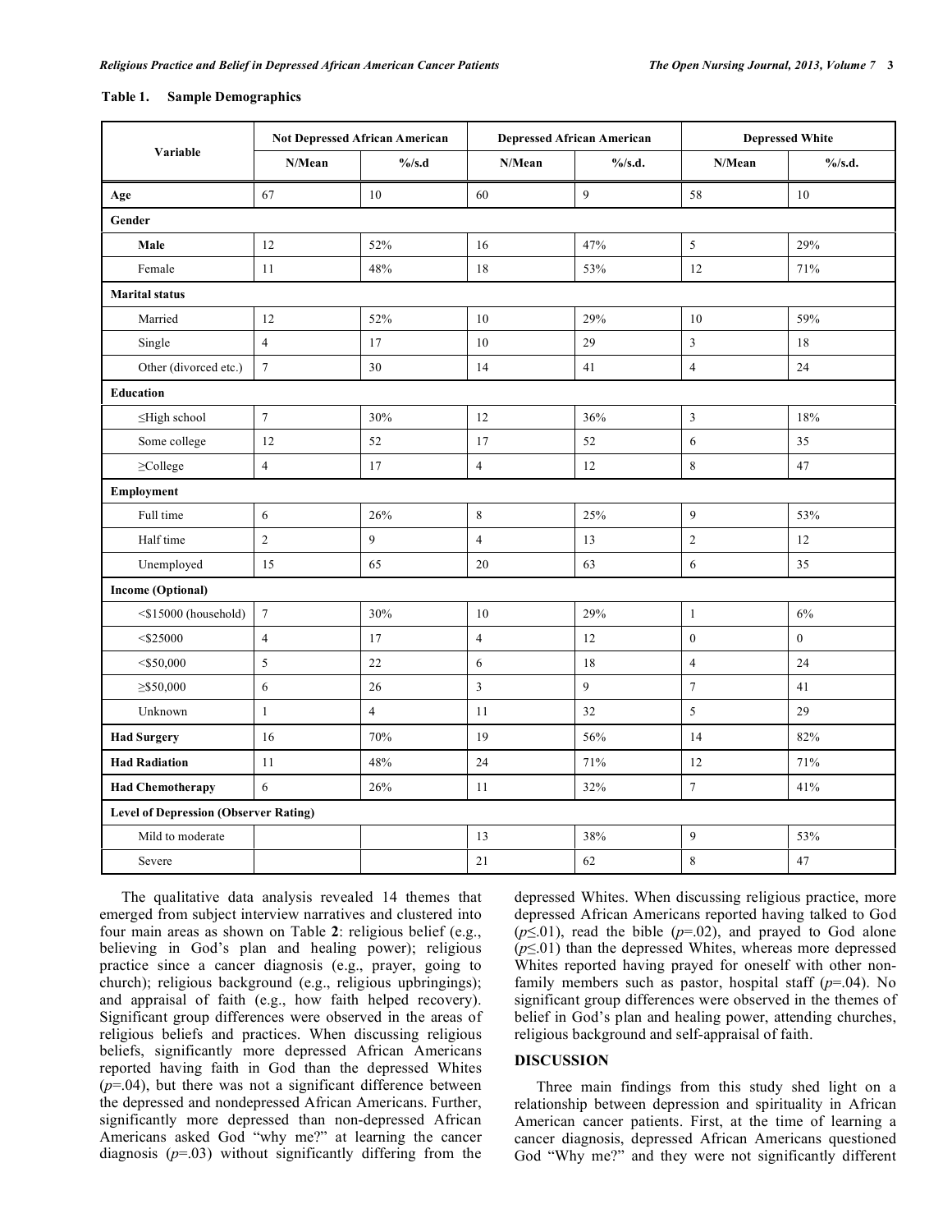**Table 1. Sample Demographics**

| Variable | Not Depressed African American | | Depressed African American | | Depressed White | |
|---|---|---|---|---|---|---|
| | N/Mean | %/s.d | N/Mean | %/s.d. | N/Mean | %/s.d. |
| **Age** | 67 | 10 | 60 | 9 | 58 | 10 |
| **Gender** | | | | | | |
| **Male** | 12 | 52% | 16 | 47% | 5 | 29% |
| Female | 11 | 48% | 18 | 53% | 12 | 71% |
| **Marital status** | | | | | | |
| Married | 12 | 52% | 10 | 29% | 10 | 59% |
| Single | 4 | 17 | 10 | 29 | 3 | 18 |
| Other (divorced etc.) | 7 | 30 | 14 | 41 | 4 | 24 |
| **Education** | | | | | | |
| ≤High school | 7 | 30% | 12 | 36% | 3 | 18% |
| Some college | 12 | 52 | 17 | 52 | 6 | 35 |
| ≥College | 4 | 17 | 4 | 12 | 8 | 47 |
| **Employment** | | | | | | |
| Full time | 6 | 26% | 8 | 25% | 9 | 53% |
| Half time | 2 | 9 | 4 | 13 | 2 | 12 |
| Unemployed | 15 | 65 | 20 | 63 | 6 | 35 |
| **Income (Optional)** | | | | | | |
| <$15000 (household) | 7 | 30% | 10 | 29% | 1 | 6% |
| <$25000 | 4 | 17 | 4 | 12 | 0 | 0 |
| <$50,000 | 5 | 22 | 6 | 18 | 4 | 24 |
| ≥$50,000 | 6 | 26 | 3 | 9 | 7 | 41 |
| Unknown | 1 | 4 | 11 | 32 | 5 | 29 |
| **Had Surgery** | 16 | 70% | 19 | 56% | 14 | 82% |
| **Had Radiation** | 11 | 48% | 24 | 71% | 12 | 71% |
| **Had Chemotherapy** | 6 | 26% | 11 | 32% | 7 | 41% |
| **Level of Depression (Observer Rating)** | | | | | | |
| Mild to moderate | | | 13 | 38% | 9 | 53% |
| Severe | | | 21 | 62 | 8 | 47 |

The qualitative data analysis revealed 14 themes that emerged from subject interview narratives and clustered into four main areas as shown on Table **2**: religious belief (e.g., believing in God's plan and healing power); religious practice since a cancer diagnosis (e.g., prayer, going to church); religious background (e.g., religious upbringings); and appraisal of faith (e.g., how faith helped recovery). Significant group differences were observed in the areas of religious beliefs and practices. When discussing religious beliefs, significantly more depressed African Americans reported having faith in God than the depressed Whites ($p$=.04), but there was not a significant difference between the depressed and nondepressed African Americans. Further, significantly more depressed than non-depressed African Americans asked God "why me?" at learning the cancer diagnosis ($p$=.03) without significantly differing from the depressed Whites. When discussing religious practice, more depressed African Americans reported having talked to God ($p \leq .01$), read the bible ($p$=.02), and prayed to God alone ($p \leq .01$) than the depressed Whites, whereas more depressed Whites reported having prayed for oneself with other non-family members such as pastor, hospital staff ($p$=.04). No significant group differences were observed in the themes of belief in God's plan and healing power, attending churches, religious background and self-appraisal of faith.

## DISCUSSION

Three main findings from this study shed light on a relationship between depression and spirituality in African American cancer patients. First, at the time of learning a cancer diagnosis, depressed African Americans questioned God "Why me?" and they were not significantly different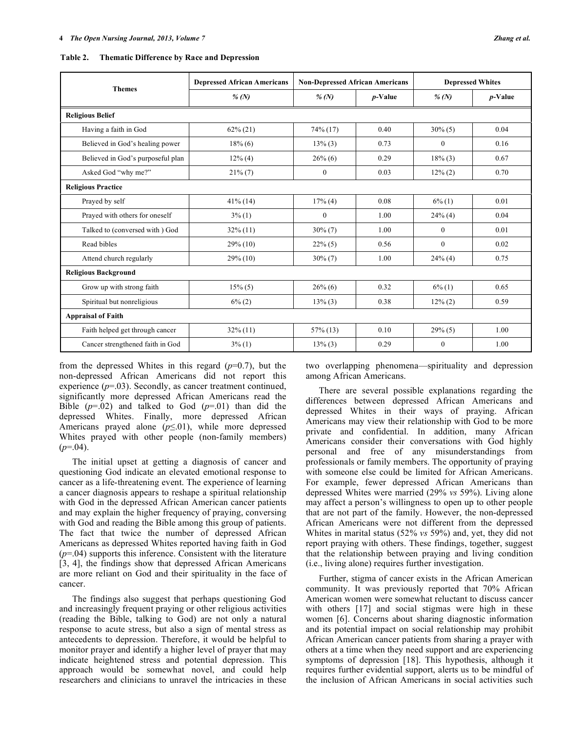**Table 2. Thematic Difference by Race and Depression**

| Themes | Depressed African Americans | Non-Depressed African Americans | | Depressed Whites | |
|---|---|---|---|---|---|
| | *% (N)* | *% (N)* | *p*-Value | *% (N)* | *p*-Value |
| **Religious Belief** | | | | | |
| Having a faith in God | 62% (21) | 74% (17) | 0.40 | 30% (5) | 0.04 |
| Believed in God's healing power | 18% (6) | 13% (3) | 0.73 | 0 | 0.16 |
| Believed in God's purposeful plan | 12% (4) | 26% (6) | 0.29 | 18% (3) | 0.67 |
| Asked God "why me?" | 21% (7) | 0 | 0.03 | 12% (2) | 0.70 |
| **Religious Practice** | | | | | |
| Prayed by self | 41% (14) | 17% (4) | 0.08 | 6% (1) | 0.01 |
| Prayed with others for oneself | 3% (1) | 0 | 1.00 | 24% (4) | 0.04 |
| Talked to (conversed with ) God | 32% (11) | 30% (7) | 1.00 | 0 | 0.01 |
| Read bibles | 29% (10) | 22% (5) | 0.56 | 0 | 0.02 |
| Attend church regularly | 29% (10) | 30% (7) | 1.00 | 24% (4) | 0.75 |
| **Religious Background** | | | | | |
| Grow up with strong faith | 15% (5) | 26% (6) | 0.32 | 6% (1) | 0.65 |
| Spiritual but nonreligious | 6% (2) | 13% (3) | 0.38 | 12% (2) | 0.59 |
| **Appraisal of Faith** | | | | | |
| Faith helped get through cancer | 32% (11) | 57% (13) | 0.10 | 29% (5) | 1.00 |
| Cancer strengthened faith in God | 3% (1) | 13% (3) | 0.29 | 0 | 1.00 |

from the depressed Whites in this regard ($p$=0.7), but the non-depressed African Americans did not report this experience ($p$=.03). Secondly, as cancer treatment continued, significantly more depressed African Americans read the Bible ($p$=.02) and talked to God ($p$=.01) than did the depressed Whites. Finally, more depressed African Americans prayed alone ($p \leq .01$), while more depressed Whites prayed with other people (non-family members) ($p$=.04).

The initial upset at getting a diagnosis of cancer and questioning God indicate an elevated emotional response to cancer as a life-threatening event. The experience of learning a cancer diagnosis appears to reshape a spiritual relationship with God in the depressed African American cancer patients and may explain the higher frequency of praying, conversing with God and reading the Bible among this group of patients. The fact that twice the number of depressed African Americans as depressed Whites reported having faith in God ($p$=.04) supports this inference. Consistent with the literature [3, 4], the findings show that depressed African Americans are more reliant on God and their spirituality in the face of cancer.

The findings also suggest that perhaps questioning God and increasingly frequent praying or other religious activities (reading the Bible, talking to God) are not only a natural response to acute stress, but also a sign of mental stress as antecedents to depression. Therefore, it would be helpful to monitor prayer and identify a higher level of prayer that may indicate heightened stress and potential depression. This approach would be somewhat novel, and could help researchers and clinicians to unravel the intricacies in these two overlapping phenomena—spirituality and depression among African Americans.

There are several possible explanations regarding the differences between depressed African Americans and depressed Whites in their ways of praying. African Americans may view their relationship with God to be more private and confidential. In addition, many African Americans consider their conversations with God highly personal and free of any misunderstandings from professionals or family members. The opportunity of praying with someone else could be limited for African Americans. For example, fewer depressed African Americans than depressed Whites were married (29% *vs* 59%). Living alone may affect a person's willingness to open up to other people that are not part of the family. However, the non-depressed African Americans were not different from the depressed Whites in marital status (52% *vs* 59%) and, yet, they did not report praying with others. These findings, together, suggest that the relationship between praying and living condition (i.e., living alone) requires further investigation.

Further, stigma of cancer exists in the African American community. It was previously reported that 70% African American women were somewhat reluctant to discuss cancer with others [17] and social stigmas were high in these women [6]. Concerns about sharing diagnostic information and its potential impact on social relationship may prohibit African American cancer patients from sharing a prayer with others at a time when they need support and are experiencing symptoms of depression [18]. This hypothesis, although it requires further evidential support, alerts us to be mindful of the inclusion of African Americans in social activities such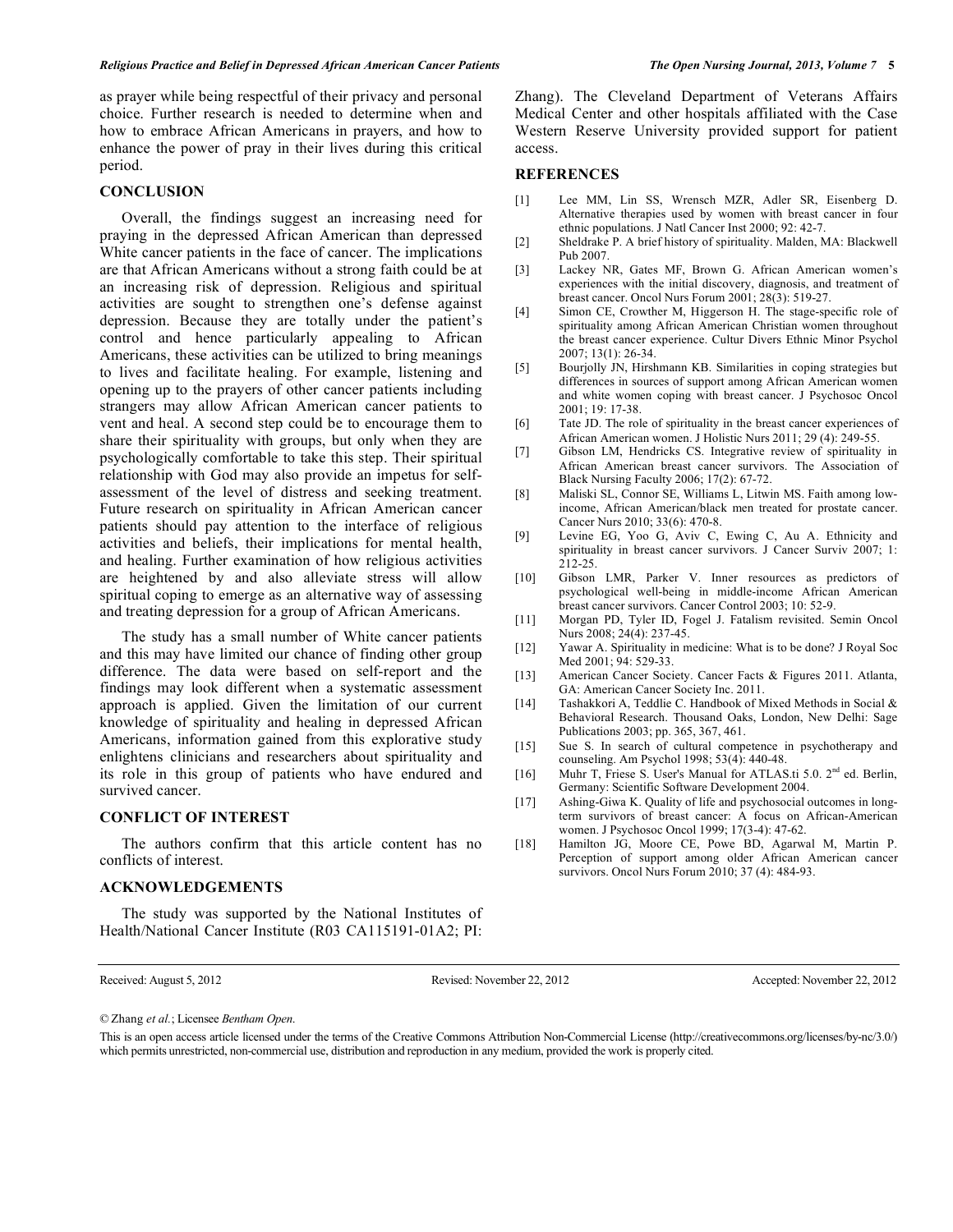as prayer while being respectful of their privacy and personal choice. Further research is needed to determine when and how to embrace African Americans in prayers, and how to enhance the power of pray in their lives during this critical period.

## CONCLUSION

Overall, the findings suggest an increasing need for praying in the depressed African American than depressed White cancer patients in the face of cancer. The implications are that African Americans without a strong faith could be at an increasing risk of depression. Religious and spiritual activities are sought to strengthen one's defense against depression. Because they are totally under the patient's control and hence particularly appealing to African Americans, these activities can be utilized to bring meanings to lives and facilitate healing. For example, listening and opening up to the prayers of other cancer patients including strangers may allow African American cancer patients to vent and heal. A second step could be to encourage them to share their spirituality with groups, but only when they are psychologically comfortable to take this step. Their spiritual relationship with God may also provide an impetus for self-assessment of the level of distress and seeking treatment. Future research on spirituality in African American cancer patients should pay attention to the interface of religious activities and beliefs, their implications for mental health, and healing. Further examination of how religious activities are heightened by and also alleviate stress will allow spiritual coping to emerge as an alternative way of assessing and treating depression for a group of African Americans.

The study has a small number of White cancer patients and this may have limited our chance of finding other group difference. The data were based on self-report and the findings may look different when a systematic assessment approach is applied. Given the limitation of our current knowledge of spirituality and healing in depressed African Americans, information gained from this explorative study enlightens clinicians and researchers about spirituality and its role in this group of patients who have endured and survived cancer.

## CONFLICT OF INTEREST

The authors confirm that this article content has no conflicts of interest.

## ACKNOWLEDGEMENTS

The study was supported by the National Institutes of Health/National Cancer Institute (R03 CA115191-01A2; PI: Zhang). The Cleveland Department of Veterans Affairs Medical Center and other hospitals affiliated with the Case Western Reserve University provided support for patient access.

## REFERENCES

[1] Lee MM, Lin SS, Wrensch MZR, Adler SR, Eisenberg D. Alternative therapies used by women with breast cancer in four ethnic populations. J Natl Cancer Inst 2000; 92: 42-7.

[2] Sheldrake P. A brief history of spirituality. Malden, MA: Blackwell Pub 2007.

[3] Lackey NR, Gates MF, Brown G. African American women's experiences with the initial discovery, diagnosis, and treatment of breast cancer. Oncol Nurs Forum 2001; 28(3): 519-27.

[4] Simon CE, Crowther M, Higgerson H. The stage-specific role of spirituality among African American Christian women throughout the breast cancer experience. Cultur Divers Ethnic Minor Psychol 2007; 13(1): 26-34.

[5] Bourjolly JN, Hirshmann KB. Similarities in coping strategies but differences in sources of support among African American women and white women coping with breast cancer. J Psychosoc Oncol 2001; 19: 17-38.

[6] Tate JD. The role of spirituality in the breast cancer experiences of African American women. J Holistic Nurs 2011; 29 (4): 249-55.

[7] Gibson LM, Hendricks CS. Integrative review of spirituality in African American breast cancer survivors. The Association of Black Nursing Faculty 2006; 17(2): 67-72.

[8] Maliski SL, Connor SE, Williams L, Litwin MS. Faith among low-income, African American/black men treated for prostate cancer. Cancer Nurs 2010; 33(6): 470-8.

[9] Levine EG, Yoo G, Aviv C, Ewing C, Au A. Ethnicity and spirituality in breast cancer survivors. J Cancer Surviv 2007; 1: 212-25.

[10] Gibson LMR, Parker V. Inner resources as predictors of psychological well-being in middle-income African American breast cancer survivors. Cancer Control 2003; 10: 52-9.

[11] Morgan PD, Tyler ID, Fogel J. Fatalism revisited. Semin Oncol Nurs 2008; 24(4): 237-45.

[12] Yawar A. Spirituality in medicine: What is to be done? J Royal Soc Med 2001; 94: 529-33.

[13] American Cancer Society. Cancer Facts & Figures 2011. Atlanta, GA: American Cancer Society Inc. 2011.

[14] Tashakkori A, Teddlie C. Handbook of Mixed Methods in Social & Behavioral Research. Thousand Oaks, London, New Delhi: Sage Publications 2003; pp. 365, 367, 461.

[15] Sue S. In search of cultural competence in psychotherapy and counseling. Am Psychol 1998; 53(4): 440-48.

[16] Muhr T, Friese S. User's Manual for ATLAS.ti 5.0. 2nd ed. Berlin, Germany: Scientific Software Development 2004.

[17] Ashing-Giwa K. Quality of life and psychosocial outcomes in long-term survivors of breast cancer: A focus on African-American women. J Psychosoc Oncol 1999; 17(3-4): 47-62.

[18] Hamilton JG, Moore CE, Powe BD, Agarwal M, Martin P. Perception of support among older African American cancer survivors. Oncol Nurs Forum 2010; 37 (4): 484-93.

Received: August 5, 2012 Revised: November 22, 2012 Accepted: November 22, 2012

© Zhang *et al.*; Licensee *Bentham Open*.

This is an open access article licensed under the terms of the Creative Commons Attribution Non-Commercial License (http://creativecommons.org/licenses/by-nc/3.0/) which permits unrestricted, non-commercial use, distribution and reproduction in any medium, provided the work is properly cited.